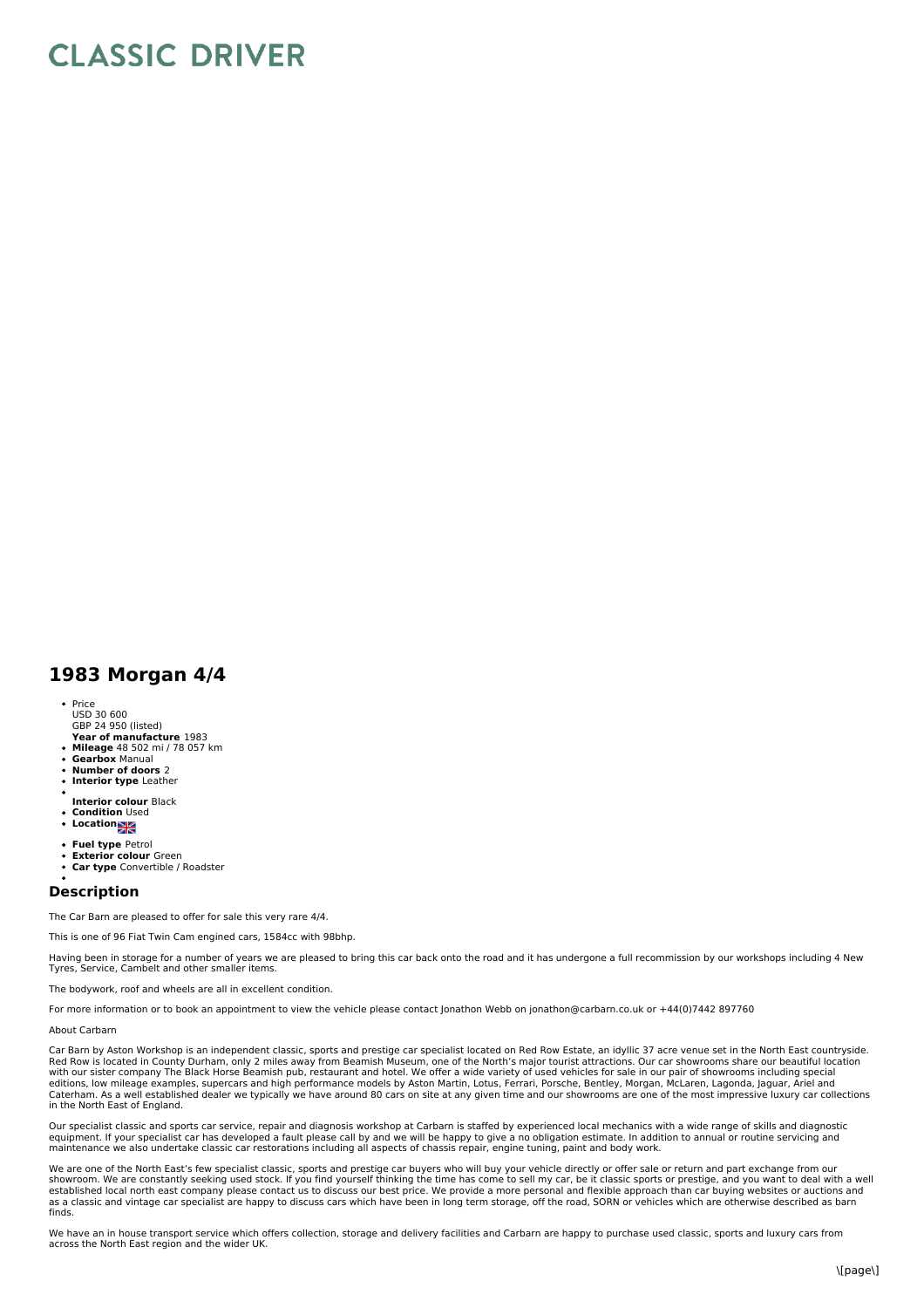# CLASSIC DRIVER

## 1983 Morgan 4/4

- Price
  USD 30 600
  GBP 24 950 (listed)
  **Year of manufacture** 1983
- **Mileage** 48 502 mi / 78 057 km
- **Gearbox** Manual
- **Number of doors** 2
- **Interior type** Leather
- 
  **Interior colour** Black
- **Condition** Used
- **Location**
- **Fuel type** Petrol
- **Exterior colour** Green
- **Car type** Convertible / Roadster
- 

### Description

The Car Barn are pleased to offer for sale this very rare 4/4.

This is one of 96 Fiat Twin Cam engined cars, 1584cc with 98bhp.

Having been in storage for a number of years we are pleased to bring this car back onto the road and it has undergone a full recommission by our workshops including 4 New Tyres, Service, Cambelt and other smaller items.

The bodywork, roof and wheels are all in excellent condition.

For more information or to book an appointment to view the vehicle please contact Jonathon Webb on jonathon@carbarn.co.uk or +44(0)7442 897760

About Carbarn

Car Barn by Aston Workshop is an independent classic, sports and prestige car specialist located on Red Row Estate, an idyllic 37 acre venue set in the North East countryside. Red Row is located in County Durham, only 2 miles away from Beamish Museum, one of the North's major tourist attractions. Our car showrooms share our beautiful location with our sister company The Black Horse Beamish pub, restaurant and hotel. We offer a wide variety of used vehicles for sale in our pair of showrooms including special editions, low mileage examples, supercars and high performance models by Aston Martin, Lotus, Ferrari, Porsche, Bentley, Morgan, McLaren, Lagonda, Jaguar, Ariel and Caterham. As a well established dealer we typically we have around 80 cars on site at any given time and our showrooms are one of the most impressive luxury car collections in the North East of England.

Our specialist classic and sports car service, repair and diagnosis workshop at Carbarn is staffed by experienced local mechanics with a wide range of skills and diagnostic equipment. If your specialist car has developed a fault please call by and we will be happy to give a no obligation estimate. In addition to annual or routine servicing and maintenance we also undertake classic car restorations including all aspects of chassis repair, engine tuning, paint and body work.

We are one of the North East's few specialist classic, sports and prestige car buyers who will buy your vehicle directly or offer sale or return and part exchange from our showroom. We are constantly seeking used stock. If you find yourself thinking the time has come to sell my car, be it classic sports or prestige, and you want to deal with a well established local north east company please contact us to discuss our best price. We provide a more personal and flexible approach than car buying websites or auctions and as a classic and vintage car specialist are happy to discuss cars which have been in long term storage, off the road, SORN or vehicles which are otherwise described as barn finds.

We have an in house transport service which offers collection, storage and delivery facilities and Carbarn are happy to purchase used classic, sports and luxury cars from across the North East region and the wider UK.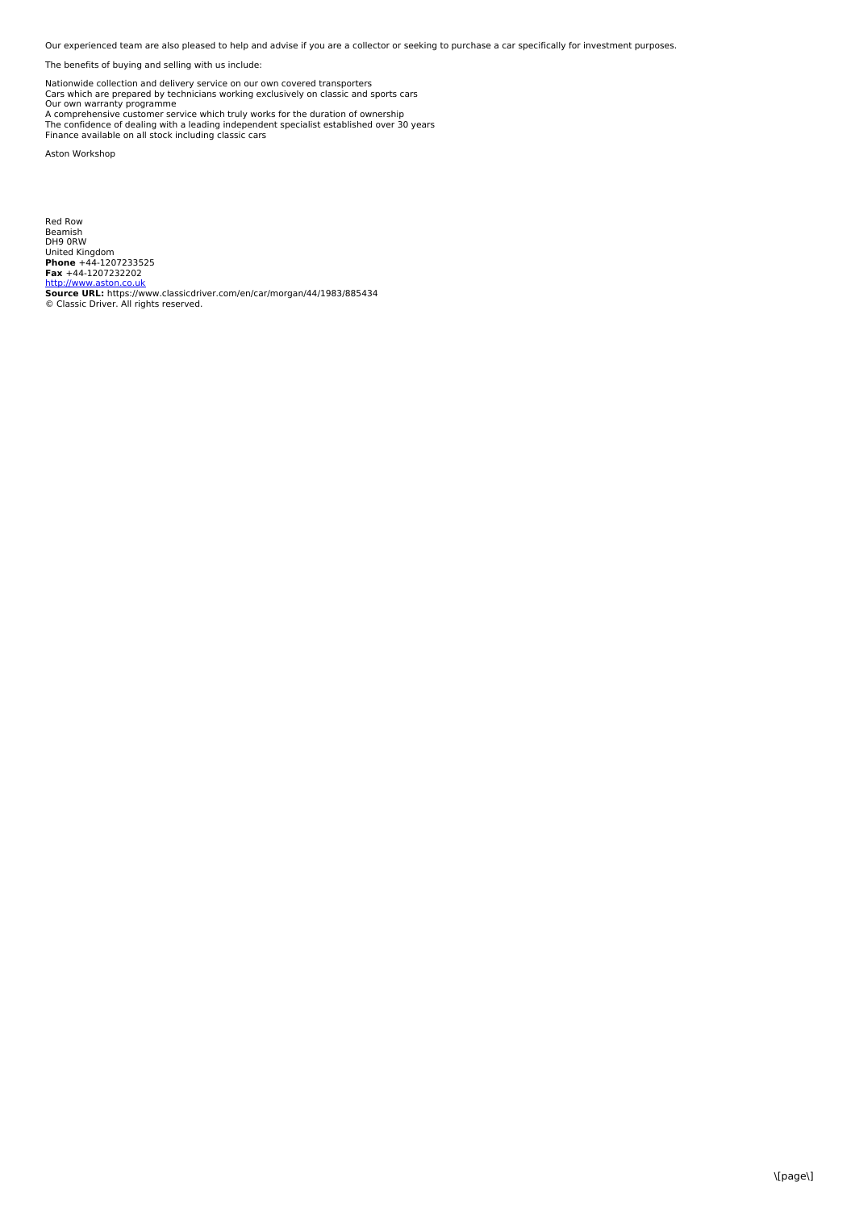Our experienced team are also pleased to help and advise if you are a collector or seeking to purchase a car specifically for investment purposes.

The benefits of buying and selling with us include:

Nationwide collection and delivery service on our own covered transporters
Cars which are prepared by technicians working exclusively on classic and sports cars
Our own warranty programme
A comprehensive customer service which truly works for the duration of ownership
The confidence of dealing with a leading independent specialist established over 30 years
Finance available on all stock including classic cars

Aston Workshop

Red Row
Beamish
DH9 0RW
United Kingdom
**Phone** +44-1207233525
**Fax** +44-1207232202
http://www.aston.co.uk
**Source URL:** https://www.classicdriver.com/en/car/morgan/44/1983/885434
© Classic Driver. All rights reserved.